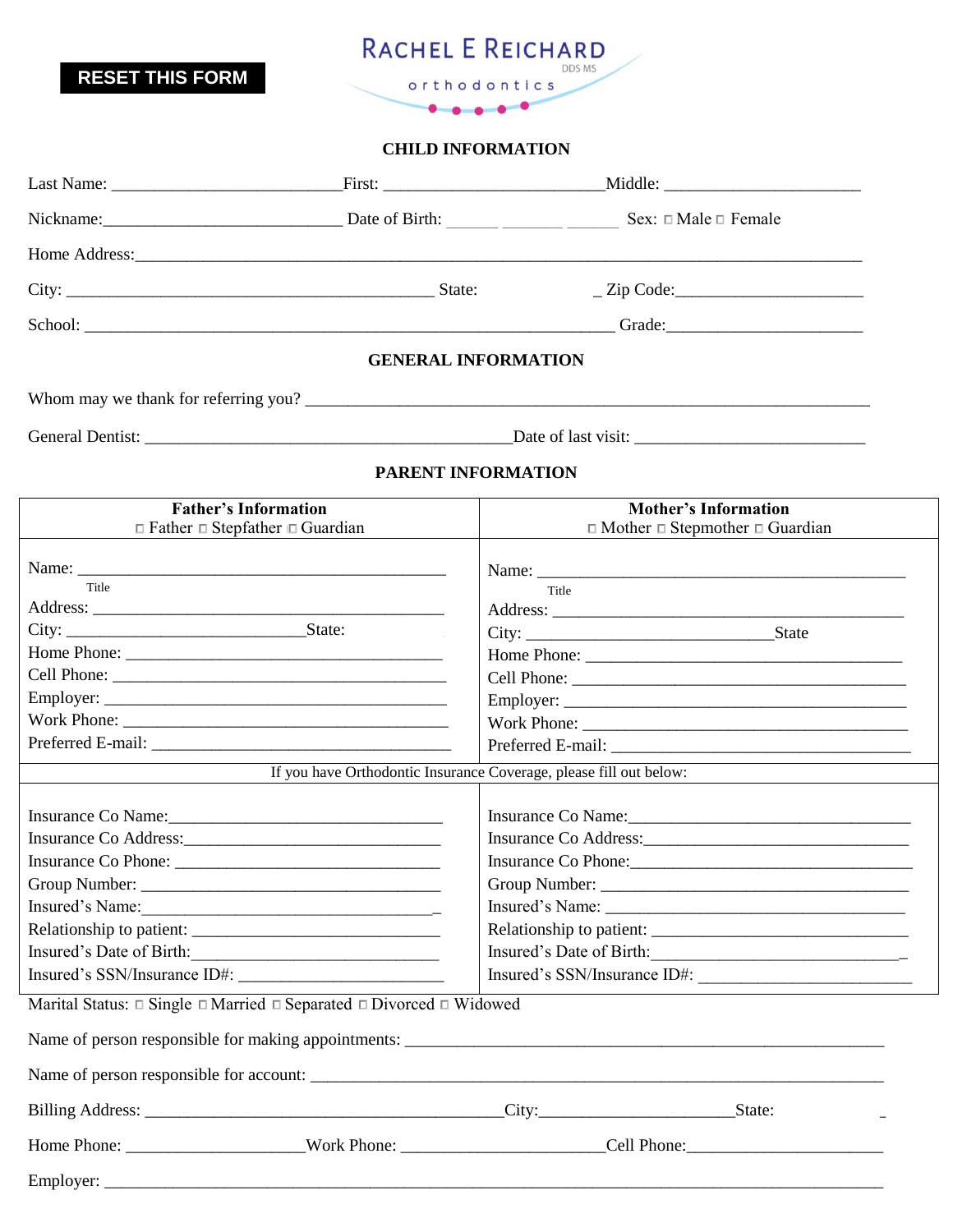RESET THIS FORM

# RACHEL E REICHARD DDS MS orthodontics

## CHILD INFORMATION

Last Name: ___________________________First: __________________________Middle: ______________________

Nickname:____________________________ Date of Birth: ______ _______ ______ Sex: □ Male □ Female

Home Address:_______________________________________________________________________________

City: ___________________________________________ State: _ Zip Code:_____________________

School: ______________________________________________________________ Grade:______________________

## GENERAL INFORMATION

Whom may we thank for referring you? __________________________________________________________________

General Dentist: ___________________________________________Date of last visit: ___________________________

## PARENT INFORMATION

| Father's Information<br>□ Father □ Stepfather □ Guardian | Mother's Information<br>□ Mother □ Stepmother □ Guardian |
|---|---|
| Name: ___________________________________________<br>Title<br>Address: _________________________________________<br>City: ____________________________State:<br>Home Phone: ____________________________________<br>Cell Phone: _______________________________________<br>Employer: ________________________________________<br>Work Phone: ______________________________________<br>Preferred E-mail: ___________________________________ | Name: ___________________________________________<br>Title<br>Address: _________________________________________<br>City: ____________________________State<br>Home Phone: ____________________________________<br>Cell Phone: _______________________________________<br>Employer: ________________________________________<br>Work Phone: ______________________________________<br>Preferred E-mail: ___________________________________ |
| If you have Orthodontic Insurance Coverage, please fill out below: | |
| Insurance Co Name:________________________________<br>Insurance Co Address:_____________________________<br>Insurance Co Phone: _______________________________<br>Group Number: ____________________________________<br>Insured's Name:___________________________________<br>Relationship to patient: _____________________________<br>Insured's Date of Birth:_____________________________<br>Insured's SSN/Insurance ID#: _______________________ | Insurance Co Name:________________________________<br>Insurance Co Address:_____________________________<br>Insurance Co Phone:_______________________________<br>Group Number: ____________________________________<br>Insured's Name: ___________________________________<br>Relationship to patient: _____________________________<br>Insured's Date of Birth:_____________________________<br>Insured's SSN/Insurance ID#: _______________________ |

Marital Status: □ Single □ Married □ Separated □ Divorced □ Widowed

Name of person responsible for making appointments: __________________________________________________________

Name of person responsible for account: _____________________________________________________________________

Billing Address: ___________________________________________City:______________________State: _

Home Phone: _____________________Work Phone: ________________________Cell Phone:_______________________

Employer: ______________________________________________________________________________________________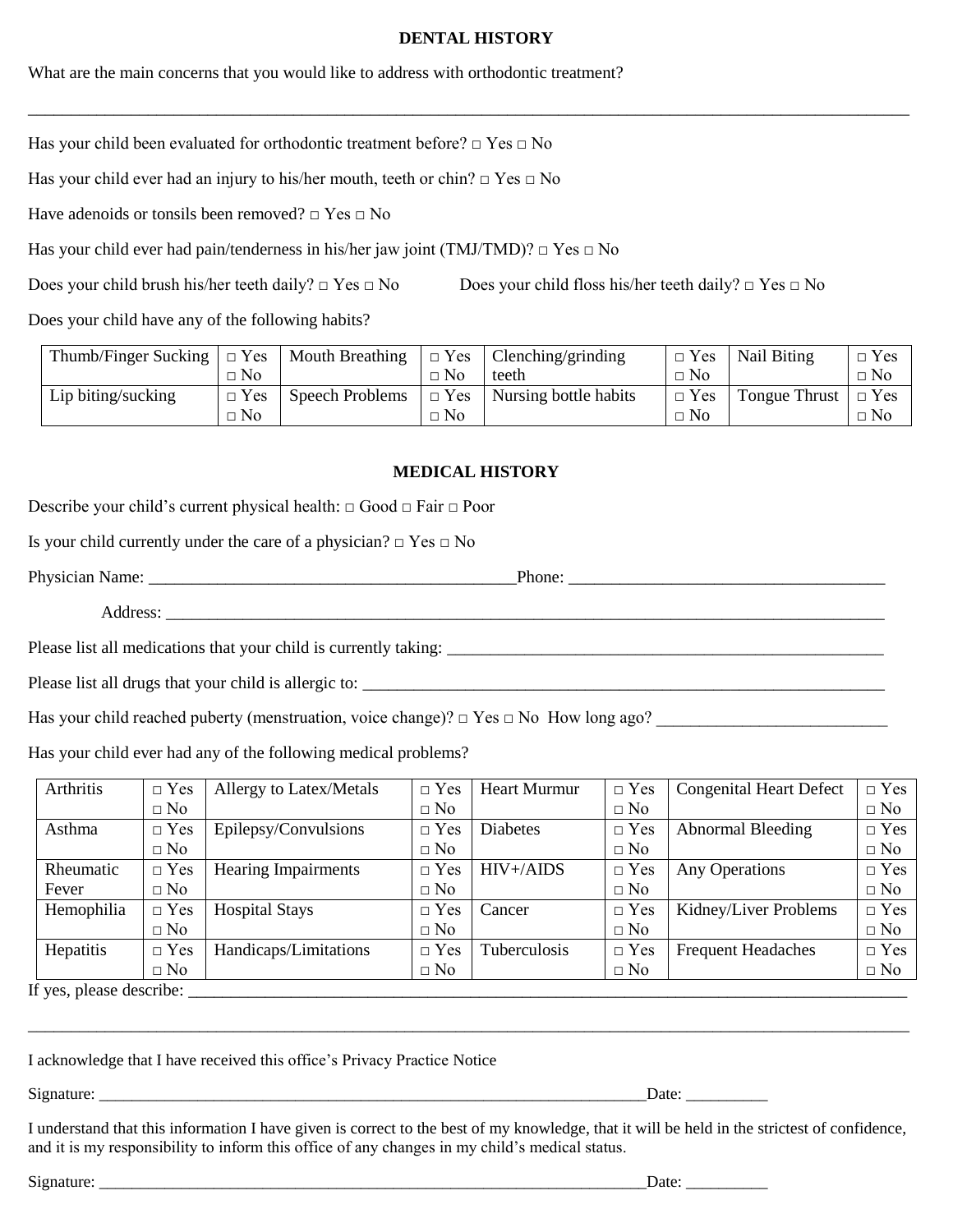## DENTAL HISTORY

What are the main concerns that you would like to address with orthodontic treatment?

______________________________________________________________________________________________

Has your child been evaluated for orthodontic treatment before? □ Yes □ No

Has your child ever had an injury to his/her mouth, teeth or chin? □ Yes □ No

Have adenoids or tonsils been removed? □ Yes □ No

Has your child ever had pain/tenderness in his/her jaw joint (TMJ/TMD)? □ Yes □ No

Does your child brush his/her teeth daily? □ Yes □ No     Does your child floss his/her teeth daily? □ Yes □ No

Does your child have any of the following habits?

| | | | | | | | |
|---|---|---|---|---|---|---|---|
| Thumb/Finger Sucking | □ Yes □ No | Mouth Breathing | □ Yes □ No | Clenching/grinding teeth | □ Yes □ No | Nail Biting | □ Yes □ No |
| Lip biting/sucking | □ Yes □ No | Speech Problems | □ Yes □ No | Nursing bottle habits | □ Yes □ No | Tongue Thrust | □ Yes □ No |

## MEDICAL HISTORY

Describe your child's current physical health: □ Good □ Fair □ Poor

Is your child currently under the care of a physician? □ Yes □ No

Physician Name: _____________________________________________Phone: ______________________________________

Address: ___________________________________________________________________________________________

Please list all medications that your child is currently taking: _______________________________________________________

Please list all drugs that your child is allergic to: _________________________________________________________________

Has your child reached puberty (menstruation, voice change)? □ Yes □ No How long ago? ____________________________

Has your child ever had any of the following medical problems?

| | | | | | | | |
|---|---|---|---|---|---|---|---|
| Arthritis | □ Yes □ No | Allergy to Latex/Metals | □ Yes □ No | Heart Murmur | □ Yes □ No | Congenital Heart Defect | □ Yes □ No |
| Asthma | □ Yes □ No | Epilepsy/Convulsions | □ Yes □ No | Diabetes | □ Yes □ No | Abnormal Bleeding | □ Yes □ No |
| Rheumatic Fever | □ Yes □ No | Hearing Impairments | □ Yes □ No | HIV+/AIDS | □ Yes □ No | Any Operations | □ Yes □ No |
| Hemophilia | □ Yes □ No | Hospital Stays | □ Yes □ No | Cancer | □ Yes □ No | Kidney/Liver Problems | □ Yes □ No |
| Hepatitis | □ Yes □ No | Handicaps/Limitations | □ Yes □ No | Tuberculosis | □ Yes □ No | Frequent Headaches | □ Yes □ No |

If yes, please describe: _________________________________________________________________________________________

______________________________________________________________________________________________

I acknowledge that I have received this office's Privacy Practice Notice

Signature: _______________________________________________________________________Date: __________

I understand that this information I have given is correct to the best of my knowledge, that it will be held in the strictest of confidence, and it is my responsibility to inform this office of any changes in my child's medical status.

Signature: _______________________________________________________________________Date: __________